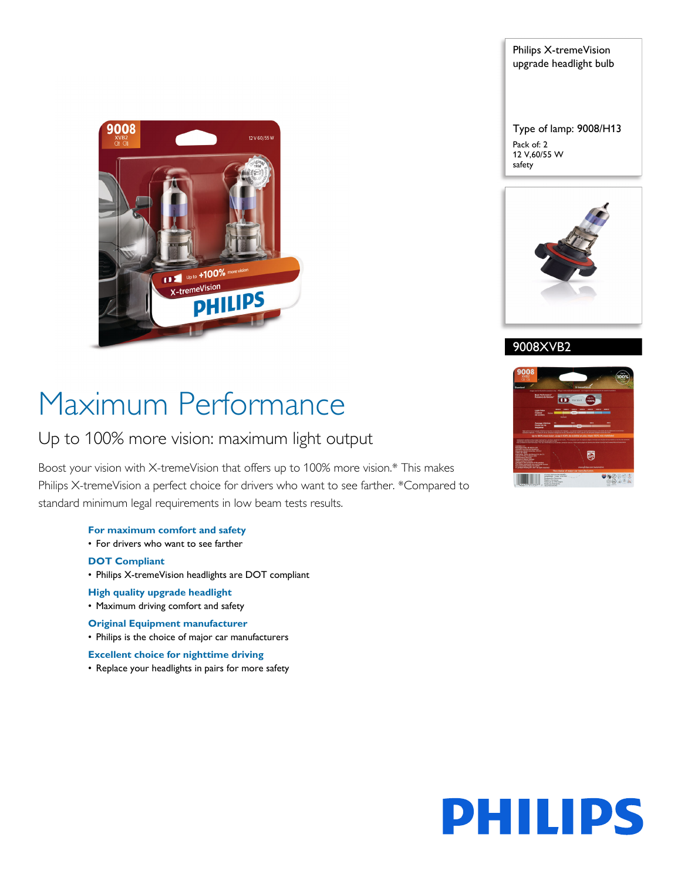Philips X-tremeVision upgrade headlight bulb

Type of lamp: 9008/H13

Pack of: 2

12 V,60/55 W

safety

9008XVB2

# Maximum Performance

## Up to 100% more vision: maximum light output

Boost your vision with X-tremeVision that offers up to 100% more vision.* This makes Philips X-tremeVision a perfect choice for drivers who want to see farther. *Compared to standard minimum legal requirements in low beam tests results.

**For maximum comfort and safety**

- For drivers who want to see farther

**DOT Compliant**

- Philips X-tremeVision headlights are DOT compliant

**High quality upgrade headlight**

- Maximum driving comfort and safety

**Original Equipment manufacturer**

- Philips is the choice of major car manufacturers

**Excellent choice for nighttime driving**

- Replace your headlights in pairs for more safety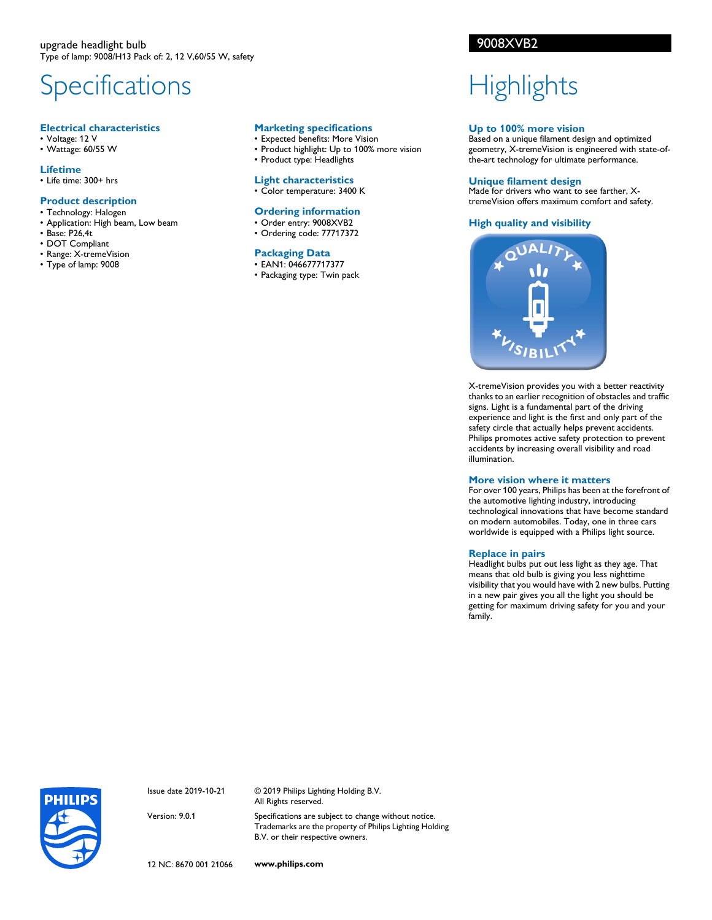upgrade headlight bulb
Type of lamp: 9008/H13 Pack of: 2, 12 V,60/55 W, safety

# Specifications

### Electrical characteristics
- Voltage: 12 V
- Wattage: 60/55 W

### Lifetime
- Life time: 300+ hrs

### Product description
- Technology: Halogen
- Application: High beam, Low beam
- Base: P26,4t
- DOT Compliant
- Range: X-tremeVision
- Type of lamp: 9008

### Marketing specifications
- Expected benefits: More Vision
- Product highlight: Up to 100% more vision
- Product type: Headlights

### Light characteristics
- Color temperature: 3400 K

### Ordering information
- Order entry: 9008XVB2
- Ordering code: 77717372

### Packaging Data
- EAN1: 046677717377
- Packaging type: Twin pack

9008XVB2

# Highlights

### Up to 100% more vision
Based on a unique filament design and optimized geometry, X-tremeVision is engineered with state-of-the-art technology for ultimate performance.

### Unique filament design
Made for drivers who want to see farther, X-tremeVision offers maximum comfort and safety.

### High quality and visibility
X-tremeVision provides you with a better reactivity thanks to an earlier recognition of obstacles and traffic signs. Light is a fundamental part of the driving experience and light is the first and only part of the safety circle that actually helps prevent accidents. Philips promotes active safety protection to prevent accidents by increasing overall visibility and road illumination.

### More vision where it matters
For over 100 years, Philips has been at the forefront of the automotive lighting industry, introducing technological innovations that have become standard on modern automobiles. Today, one in three cars worldwide is equipped with a Philips light source.

### Replace in pairs
Headlight bulbs put out less light as they age. That means that old bulb is giving you less nighttime visibility that you would have with 2 new bulbs. Putting in a new pair gives you all the light you should be getting for maximum driving safety for you and your family.

Issue date 2019-10-21

Version: 9.0.1

12 NC: 8670 001 21066

© 2019 Philips Lighting Holding B.V.
All Rights reserved.

Specifications are subject to change without notice. Trademarks are the property of Philips Lighting Holding B.V. or their respective owners.

**www.philips.com**